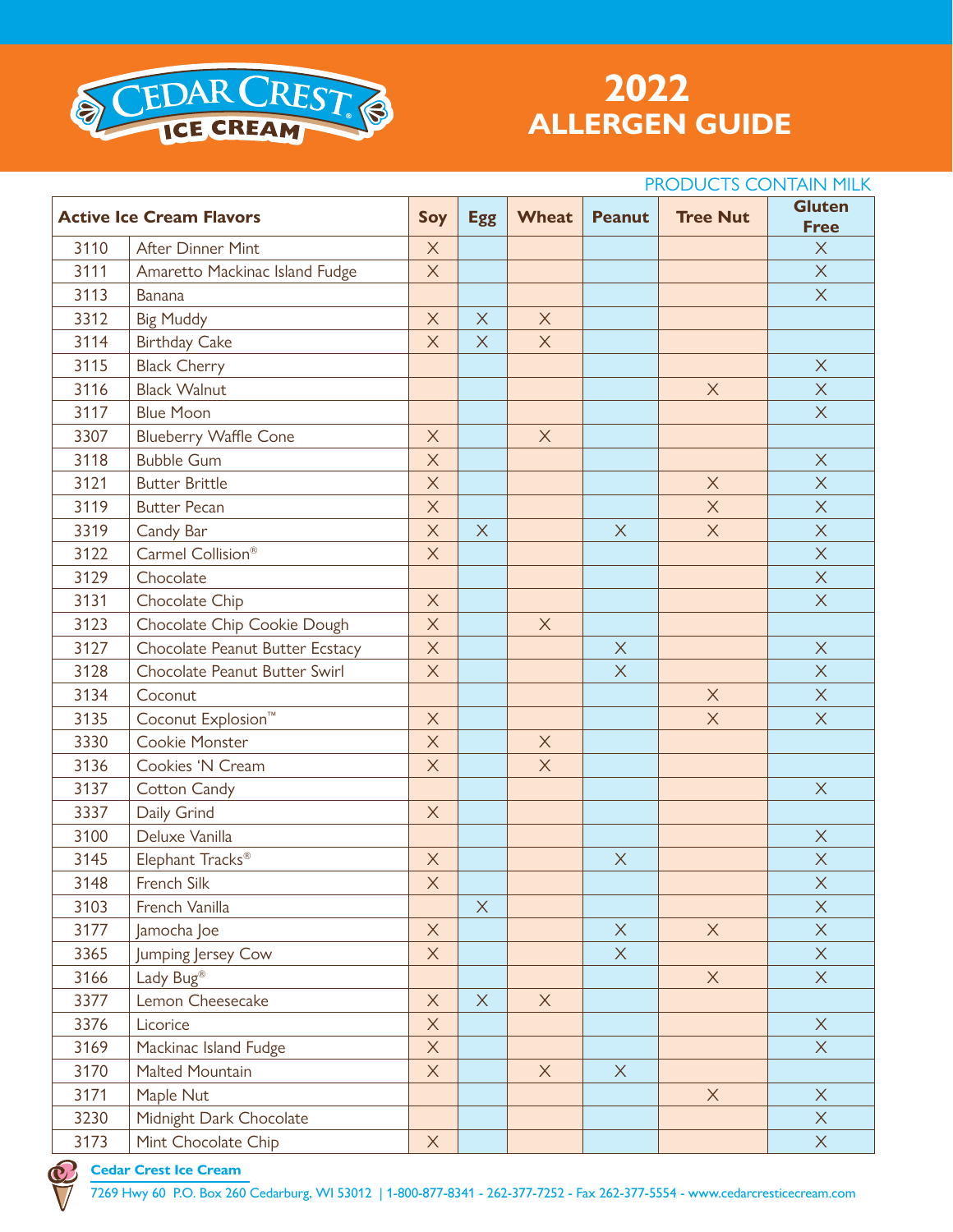# Cedar Crest Ice Cream

# 2022 ALLERGEN GUIDE

PRODUCTS CONTAIN MILK

| Active Ice Cream Flavors | | Soy | Egg | Wheat | Peanut | Tree Nut | Gluten Free |
|---|---|---|---|---|---|---|---|
| 3110 | After Dinner Mint | X | | | | | X |
| 3111 | Amaretto Mackinac Island Fudge | X | | | | | X |
| 3113 | Banana | | | | | | X |
| 3312 | Big Muddy | X | X | X | | | |
| 3114 | Birthday Cake | X | X | X | | | |
| 3115 | Black Cherry | | | | | | X |
| 3116 | Black Walnut | | | | | X | X |
| 3117 | Blue Moon | | | | | | X |
| 3307 | Blueberry Waffle Cone | X | | X | | | |
| 3118 | Bubble Gum | X | | | | | X |
| 3121 | Butter Brittle | X | | | | X | X |
| 3119 | Butter Pecan | X | | | | X | X |
| 3319 | Candy Bar | X | X | | X | X | X |
| 3122 | Carmel Collision® | X | | | | | X |
| 3129 | Chocolate | | | | | | X |
| 3131 | Chocolate Chip | X | | | | | X |
| 3123 | Chocolate Chip Cookie Dough | X | | X | | | |
| 3127 | Chocolate Peanut Butter Ecstacy | X | | | X | | X |
| 3128 | Chocolate Peanut Butter Swirl | X | | | X | | X |
| 3134 | Coconut | | | | | X | X |
| 3135 | Coconut Explosion™ | X | | | | X | X |
| 3330 | Cookie Monster | X | | X | | | |
| 3136 | Cookies 'N Cream | X | | X | | | |
| 3137 | Cotton Candy | | | | | | X |
| 3337 | Daily Grind | X | | | | | |
| 3100 | Deluxe Vanilla | | | | | | X |
| 3145 | Elephant Tracks® | X | | | X | | X |
| 3148 | French Silk | X | | | | | X |
| 3103 | French Vanilla | | X | | | | X |
| 3177 | Jamocha Joe | X | | | X | X | X |
| 3365 | Jumping Jersey Cow | X | | | X | | X |
| 3166 | Lady Bug® | | | | | X | X |
| 3377 | Lemon Cheesecake | X | X | X | | | |
| 3376 | Licorice | X | | | | | X |
| 3169 | Mackinac Island Fudge | X | | | | | X |
| 3170 | Malted Mountain | X | | X | X | | |
| 3171 | Maple Nut | | | | | X | X |
| 3230 | Midnight Dark Chocolate | | | | | | X |
| 3173 | Mint Chocolate Chip | X | | | | | X |

**Cedar Crest Ice Cream**

7269 Hwy 60 P.O. Box 260 Cedarburg, WI 53012 | 1-800-877-8341 - 262-377-7252 - Fax 262-377-5554 - www.cedarcresticecream.com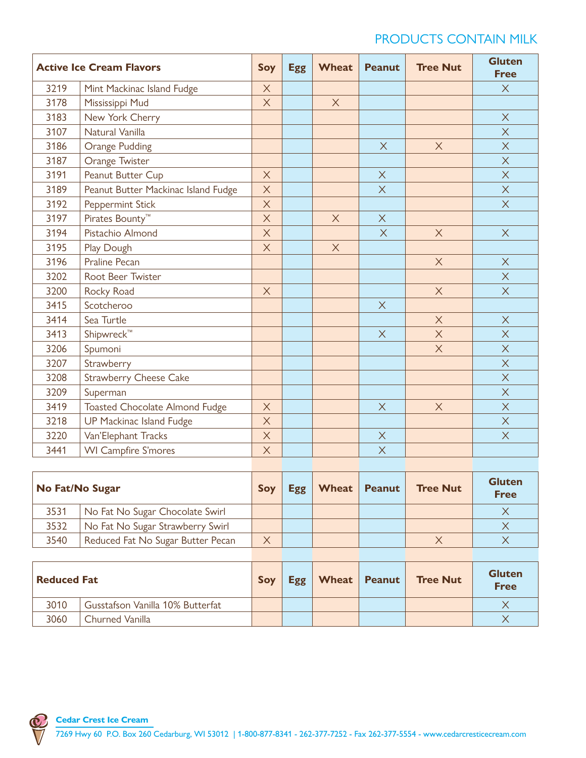PRODUCTS CONTAIN MILK

| Active Ice Cream Flavors | | Soy | Egg | Wheat | Peanut | Tree Nut | Gluten Free |
|---|---|---|---|---|---|---|---|
| 3219 | Mint Mackinac Island Fudge | X | | | | | X |
| 3178 | Mississippi Mud | X | | X | | | |
| 3183 | New York Cherry | | | | | | X |
| 3107 | Natural Vanilla | | | | | | X |
| 3186 | Orange Pudding | | | | X | X | X |
| 3187 | Orange Twister | | | | | | X |
| 3191 | Peanut Butter Cup | X | | | X | | X |
| 3189 | Peanut Butter Mackinac Island Fudge | X | | | X | | X |
| 3192 | Peppermint Stick | X | | | | | X |
| 3197 | Pirates Bounty™ | X | | X | X | | |
| 3194 | Pistachio Almond | X | | | X | X | X |
| 3195 | Play Dough | X | | X | | | |
| 3196 | Praline Pecan | | | | | X | X |
| 3202 | Root Beer Twister | | | | | | X |
| 3200 | Rocky Road | X | | | | X | X |
| 3415 | Scotcheroo | | | | X | | |
| 3414 | Sea Turtle | | | | | X | X |
| 3413 | Shipwreck™ | | | | X | X | X |
| 3206 | Spumoni | | | | | X | X |
| 3207 | Strawberry | | | | | | X |
| 3208 | Strawberry Cheese Cake | | | | | | X |
| 3209 | Superman | | | | | | X |
| 3419 | Toasted Chocolate Almond Fudge | X | | | X | X | X |
| 3218 | UP Mackinac Island Fudge | X | | | | | X |
| 3220 | Van'Elephant Tracks | X | | | X | | X |
| 3441 | WI Campfire S'mores | X | | | X | | |

| No Fat/No Sugar | | Soy | Egg | Wheat | Peanut | Tree Nut | Gluten Free |
|---|---|---|---|---|---|---|---|
| 3531 | No Fat No Sugar Chocolate Swirl | | | | | | X |
| 3532 | No Fat No Sugar Strawberry Swirl | | | | | | X |
| 3540 | Reduced Fat No Sugar Butter Pecan | X | | | | X | X |

| Reduced Fat | | Soy | Egg | Wheat | Peanut | Tree Nut | Gluten Free |
|---|---|---|---|---|---|---|---|
| 3010 | Gusstafson Vanilla 10% Butterfat | | | | | | X |
| 3060 | Churned Vanilla | | | | | | X |

**Cedar Crest Ice Cream**

7269 Hwy 60 P.O. Box 260 Cedarburg, WI 53012 | 1-800-877-8341 - 262-377-7252 - Fax 262-377-5554 - www.cedarcresticecream.com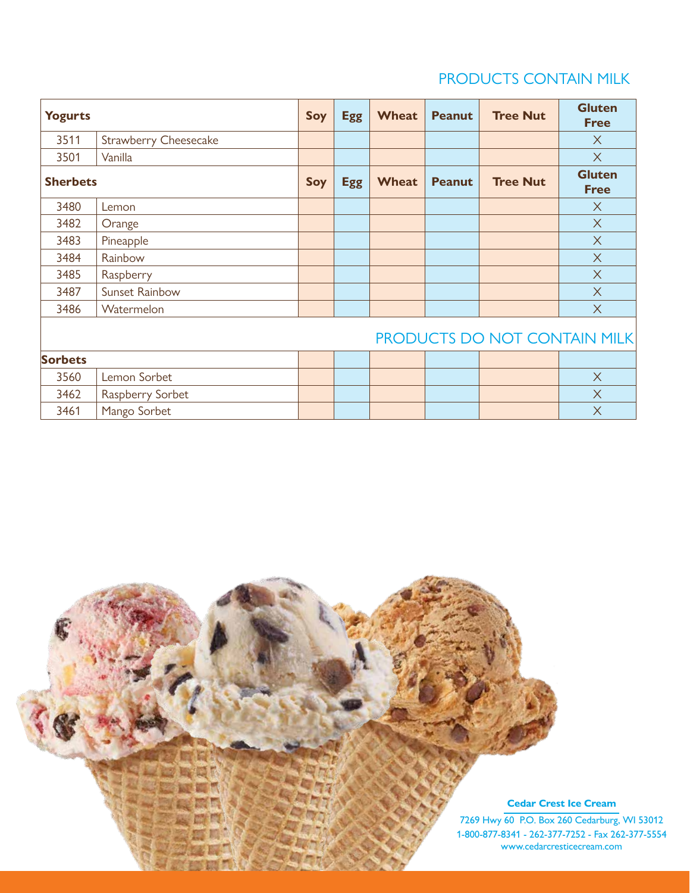PRODUCTS CONTAIN MILK

| Yogurts | | Soy | Egg | Wheat | Peanut | Tree Nut | Gluten Free |
|---|---|---|---|---|---|---|---|
| 3511 | Strawberry Cheesecake | | | | | | X |
| 3501 | Vanilla | | | | | | X |
| **Sherbets** | | **Soy** | **Egg** | **Wheat** | **Peanut** | **Tree Nut** | **Gluten Free** |
| 3480 | Lemon | | | | | | X |
| 3482 | Orange | | | | | | X |
| 3483 | Pineapple | | | | | | X |
| 3484 | Rainbow | | | | | | X |
| 3485 | Raspberry | | | | | | X |
| 3487 | Sunset Rainbow | | | | | | X |
| 3486 | Watermelon | | | | | | X |

PRODUCTS DO NOT CONTAIN MILK

| Sorbets | | | | | | | |
|---|---|---|---|---|---|---|---|
| 3560 | Lemon Sorbet | | | | | | X |
| 3462 | Raspberry Sorbet | | | | | | X |
| 3461 | Mango Sorbet | | | | | | X |

**Cedar Crest Ice Cream**

7269 Hwy 60 P.O. Box 260 Cedarburg, WI 53012
1-800-877-8341 - 262-377-7252 - Fax 262-377-5554
www.cedarcresticecream.com